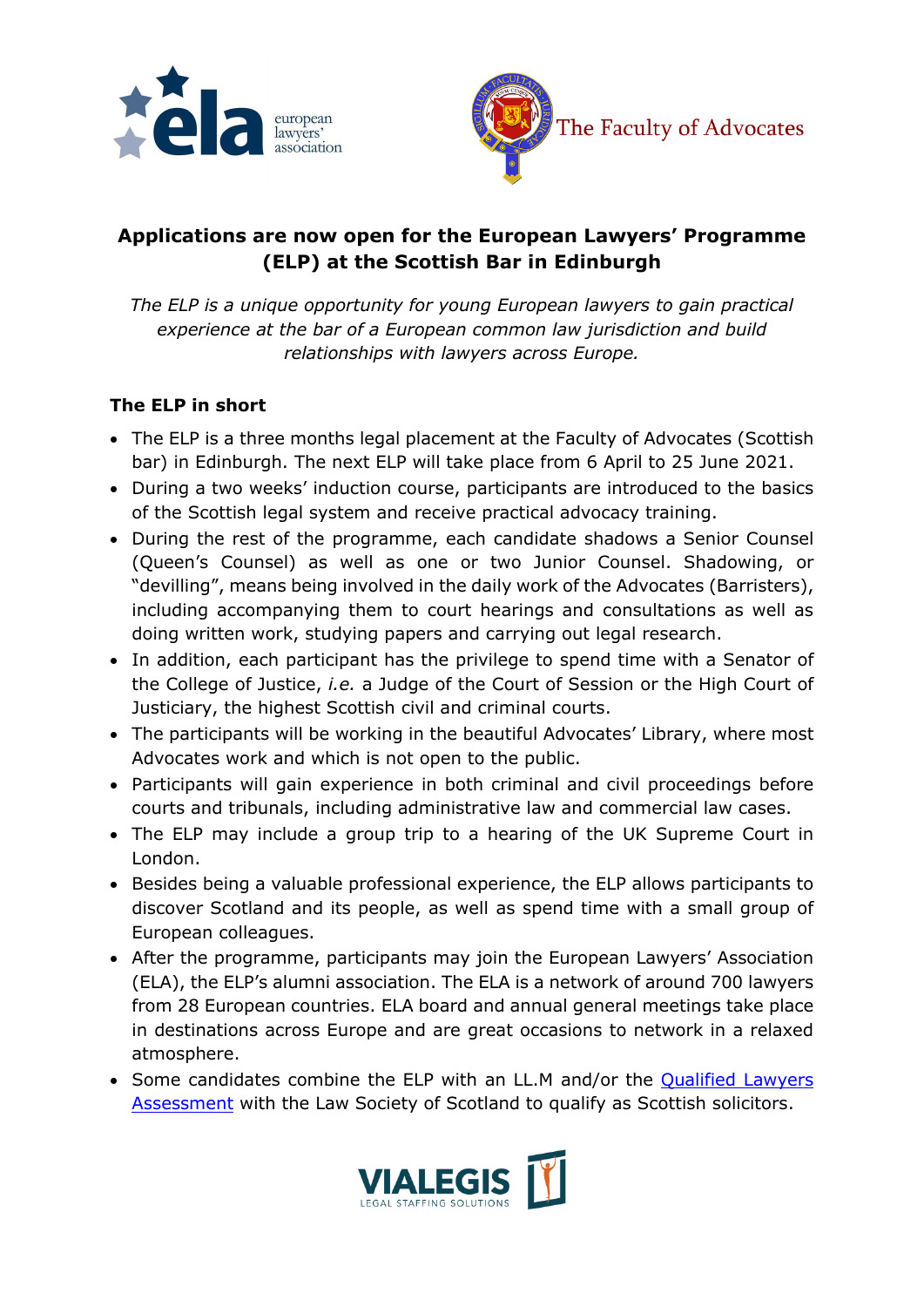# Applications are now open for the European Lawyers' Programme (ELP) at the Scottish Bar in Edinburgh

*The ELP is a unique opportunity for young European lawyers to gain practical experience at the bar of a European common law jurisdiction and build relationships with lawyers across Europe.*

## The ELP in short

- The ELP is a three months legal placement at the Faculty of Advocates (Scottish bar) in Edinburgh. The next ELP will take place from 6 April to 25 June 2021.
- During a two weeks' induction course, participants are introduced to the basics of the Scottish legal system and receive practical advocacy training.
- During the rest of the programme, each candidate shadows a Senior Counsel (Queen's Counsel) as well as one or two Junior Counsel. Shadowing, or "devilling", means being involved in the daily work of the Advocates (Barristers), including accompanying them to court hearings and consultations as well as doing written work, studying papers and carrying out legal research.
- In addition, each participant has the privilege to spend time with a Senator of the College of Justice, *i.e.* a Judge of the Court of Session or the High Court of Justiciary, the highest Scottish civil and criminal courts.
- The participants will be working in the beautiful Advocates' Library, where most Advocates work and which is not open to the public.
- Participants will gain experience in both criminal and civil proceedings before courts and tribunals, including administrative law and commercial law cases.
- The ELP may include a group trip to a hearing of the UK Supreme Court in London.
- Besides being a valuable professional experience, the ELP allows participants to discover Scotland and its people, as well as spend time with a small group of European colleagues.
- After the programme, participants may join the European Lawyers' Association (ELA), the ELP's alumni association. The ELA is a network of around 700 lawyers from 28 European countries. ELA board and annual general meetings take place in destinations across Europe and are great occasions to network in a relaxed atmosphere.
- Some candidates combine the ELP with an LL.M and/or the Qualified Lawyers Assessment with the Law Society of Scotland to qualify as Scottish solicitors.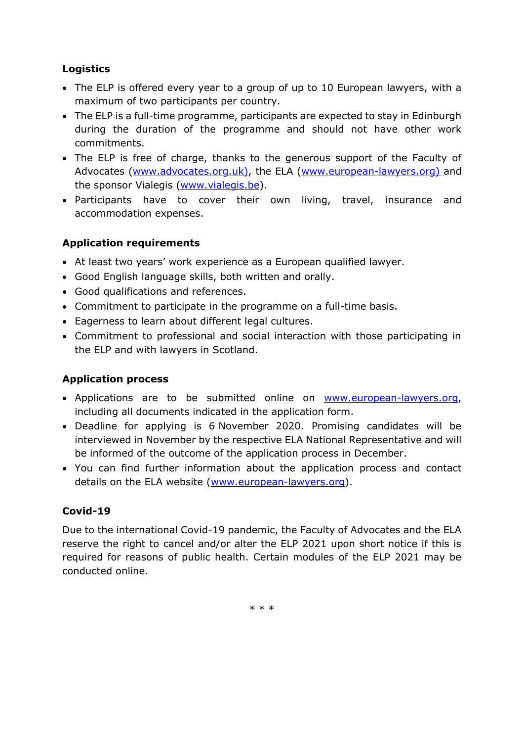**Logistics**

- The ELP is offered every year to a group of up to 10 European lawyers, with a maximum of two participants per country.
- The ELP is a full-time programme, participants are expected to stay in Edinburgh during the duration of the programme and should not have other work commitments.
- The ELP is free of charge, thanks to the generous support of the Faculty of Advocates (www.advocates.org.uk), the ELA (www.european-lawyers.org) and the sponsor Vialegis (www.vialegis.be).
- Participants have to cover their own living, travel, insurance and accommodation expenses.

**Application requirements**

- At least two years' work experience as a European qualified lawyer.
- Good English language skills, both written and orally.
- Good qualifications and references.
- Commitment to participate in the programme on a full-time basis.
- Eagerness to learn about different legal cultures.
- Commitment to professional and social interaction with those participating in the ELP and with lawyers in Scotland.

**Application process**

- Applications are to be submitted online on www.european-lawyers.org, including all documents indicated in the application form.
- Deadline for applying is 6 November 2020. Promising candidates will be interviewed in November by the respective ELA National Representative and will be informed of the outcome of the application process in December.
- You can find further information about the application process and contact details on the ELA website (www.european-lawyers.org).

**Covid-19**

Due to the international Covid-19 pandemic, the Faculty of Advocates and the ELA reserve the right to cancel and/or alter the ELP 2021 upon short notice if this is required for reasons of public health. Certain modules of the ELP 2021 may be conducted online.

* * *